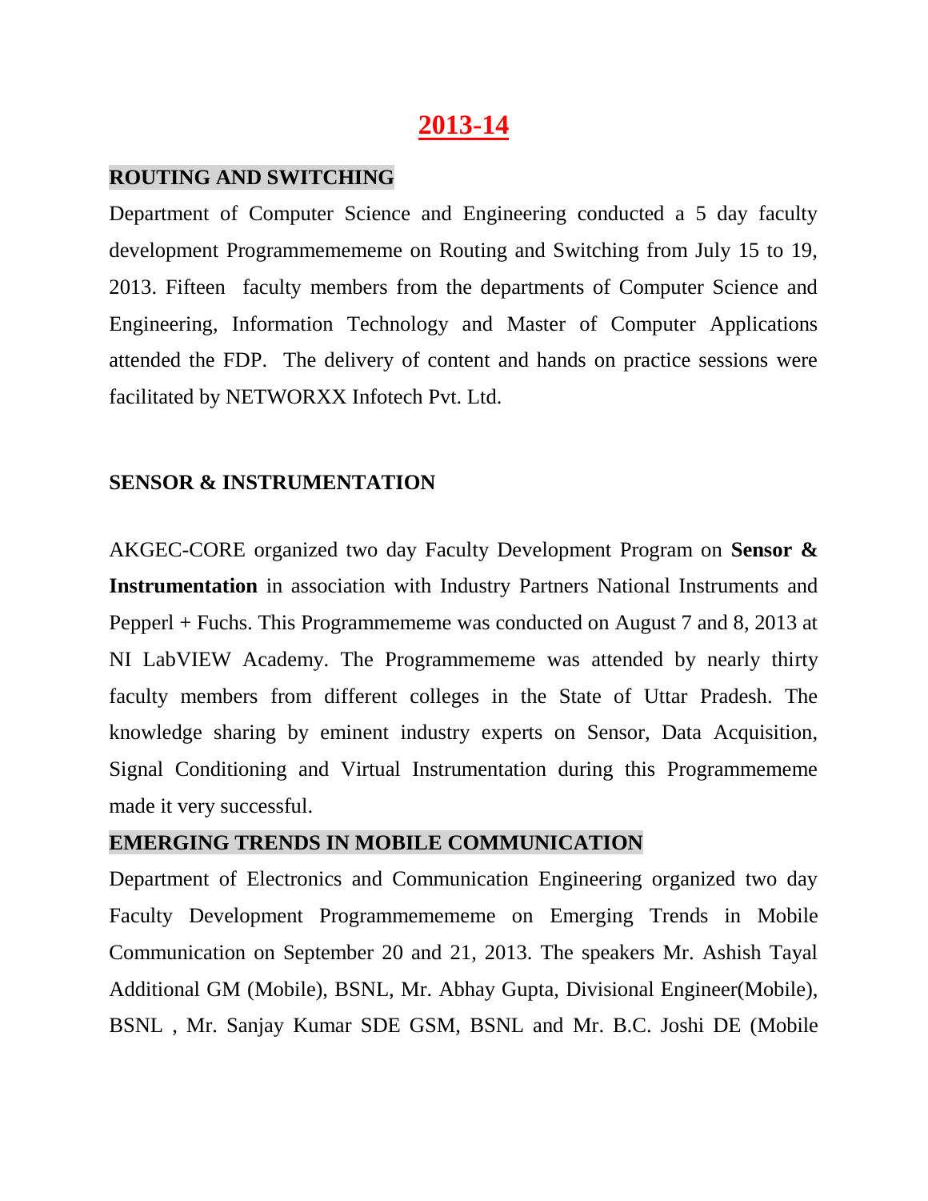# 2013-14

## ROUTING AND SWITCHING

Department of Computer Science and Engineering conducted a 5 day faculty development Programmemememe on Routing and Switching from July 15 to 19, 2013. Fifteen faculty members from the departments of Computer Science and Engineering, Information Technology and Master of Computer Applications attended the FDP. The delivery of content and hands on practice sessions were facilitated by NETWORXX Infotech Pvt. Ltd.

## SENSOR & INSTRUMENTATION

AKGEC-CORE organized two day Faculty Development Program on **Sensor & Instrumentation** in association with Industry Partners National Instruments and Pepperl + Fuchs. This Programmememe was conducted on August 7 and 8, 2013 at NI LabVIEW Academy. The Programmememe was attended by nearly thirty faculty members from different colleges in the State of Uttar Pradesh. The knowledge sharing by eminent industry experts on Sensor, Data Acquisition, Signal Conditioning and Virtual Instrumentation during this Programmememe made it very successful.

## EMERGING TRENDS IN MOBILE COMMUNICATION

Department of Electronics and Communication Engineering organized two day Faculty Development Programmemememe on Emerging Trends in Mobile Communication on September 20 and 21, 2013. The speakers Mr. Ashish Tayal Additional GM (Mobile), BSNL, Mr. Abhay Gupta, Divisional Engineer(Mobile), BSNL , Mr. Sanjay Kumar SDE GSM, BSNL and Mr. B.C. Joshi DE (Mobile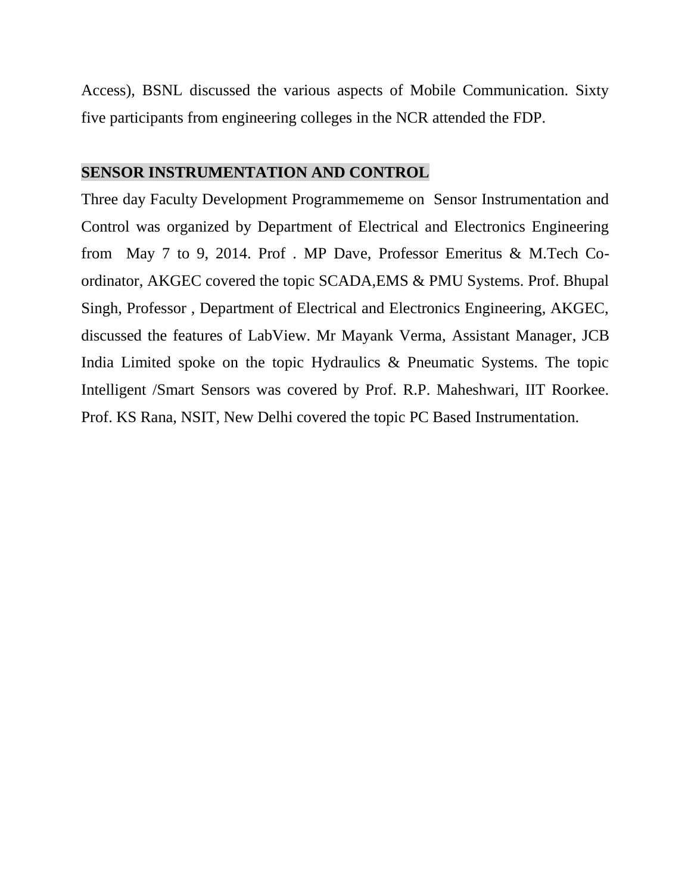Access), BSNL discussed the various aspects of Mobile Communication. Sixty five participants from engineering colleges in the NCR attended the FDP.

## SENSOR INSTRUMENTATION AND CONTROL

Three day Faculty Development Programmememe on Sensor Instrumentation and Control was organized by Department of Electrical and Electronics Engineering from May 7 to 9, 2014. Prof . MP Dave, Professor Emeritus & M.Tech Co-ordinator, AKGEC covered the topic SCADA,EMS & PMU Systems. Prof. Bhupal Singh, Professor , Department of Electrical and Electronics Engineering, AKGEC, discussed the features of LabView. Mr Mayank Verma, Assistant Manager, JCB India Limited spoke on the topic Hydraulics & Pneumatic Systems. The topic Intelligent /Smart Sensors was covered by Prof. R.P. Maheshwari, IIT Roorkee. Prof. KS Rana, NSIT, New Delhi covered the topic PC Based Instrumentation.